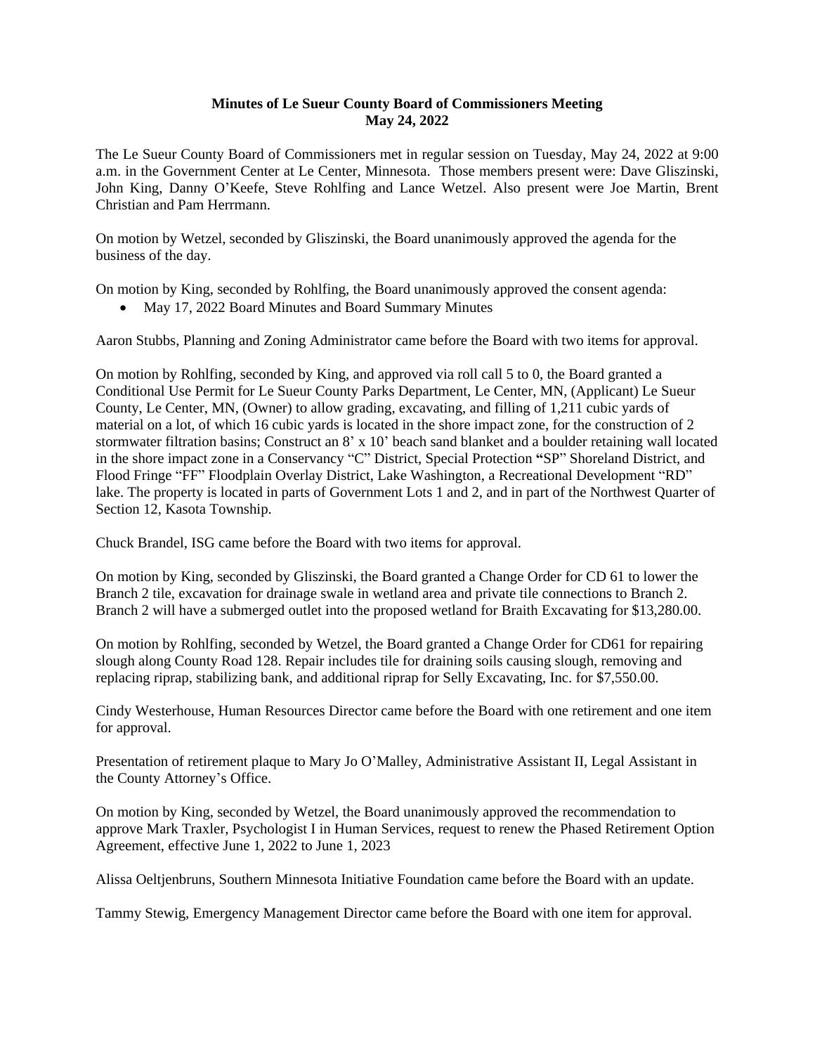**Minutes of Le Sueur County Board of Commissioners Meeting**
**May 24, 2022**

The Le Sueur County Board of Commissioners met in regular session on Tuesday, May 24, 2022 at 9:00 a.m. in the Government Center at Le Center, Minnesota. Those members present were: Dave Gliszinski, John King, Danny O'Keefe, Steve Rohlfing and Lance Wetzel. Also present were Joe Martin, Brent Christian and Pam Herrmann.

On motion by Wetzel, seconded by Gliszinski, the Board unanimously approved the agenda for the business of the day.

On motion by King, seconded by Rohlfing, the Board unanimously approved the consent agenda:

- May 17, 2022 Board Minutes and Board Summary Minutes

Aaron Stubbs, Planning and Zoning Administrator came before the Board with two items for approval.

On motion by Rohlfing, seconded by King, and approved via roll call 5 to 0, the Board granted a Conditional Use Permit for Le Sueur County Parks Department, Le Center, MN, (Applicant) Le Sueur County, Le Center, MN, (Owner) to allow grading, excavating, and filling of 1,211 cubic yards of material on a lot, of which 16 cubic yards is located in the shore impact zone, for the construction of 2 stormwater filtration basins; Construct an 8' x 10' beach sand blanket and a boulder retaining wall located in the shore impact zone in a Conservancy "C" District, Special Protection **"**SP" Shoreland District, and Flood Fringe "FF" Floodplain Overlay District, Lake Washington, a Recreational Development "RD" lake. The property is located in parts of Government Lots 1 and 2, and in part of the Northwest Quarter of Section 12, Kasota Township.

Chuck Brandel, ISG came before the Board with two items for approval.

On motion by King, seconded by Gliszinski, the Board granted a Change Order for CD 61 to lower the Branch 2 tile, excavation for drainage swale in wetland area and private tile connections to Branch 2. Branch 2 will have a submerged outlet into the proposed wetland for Braith Excavating for $13,280.00.

On motion by Rohlfing, seconded by Wetzel, the Board granted a Change Order for CD61 for repairing slough along County Road 128. Repair includes tile for draining soils causing slough, removing and replacing riprap, stabilizing bank, and additional riprap for Selly Excavating, Inc. for $7,550.00.

Cindy Westerhouse, Human Resources Director came before the Board with one retirement and one item for approval.

Presentation of retirement plaque to Mary Jo O'Malley, Administrative Assistant II, Legal Assistant in the County Attorney's Office.

On motion by King, seconded by Wetzel, the Board unanimously approved the recommendation to approve Mark Traxler, Psychologist I in Human Services, request to renew the Phased Retirement Option Agreement, effective June 1, 2022 to June 1, 2023

Alissa Oeltjenbruns, Southern Minnesota Initiative Foundation came before the Board with an update.

Tammy Stewig, Emergency Management Director came before the Board with one item for approval.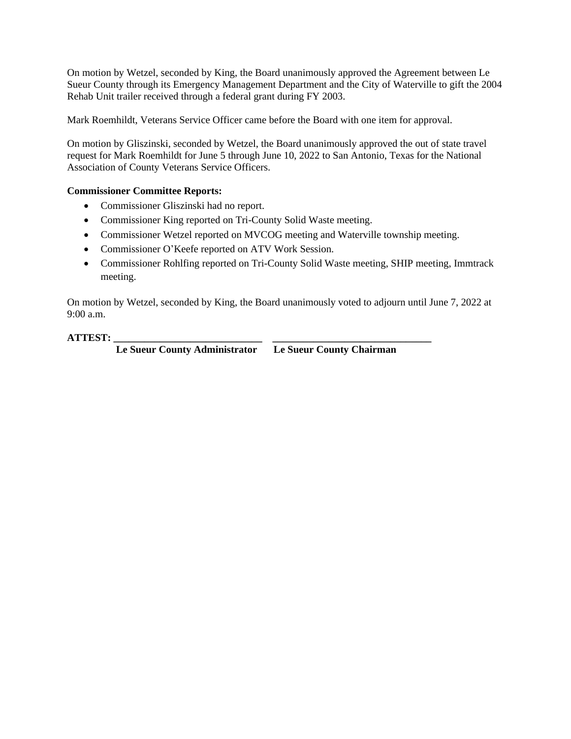On motion by Wetzel, seconded by King, the Board unanimously approved the Agreement between Le Sueur County through its Emergency Management Department and the City of Waterville to gift the 2004 Rehab Unit trailer received through a federal grant during FY 2003.

Mark Roemhildt, Veterans Service Officer came before the Board with one item for approval.

On motion by Gliszinski, seconded by Wetzel, the Board unanimously approved the out of state travel request for Mark Roemhildt for June 5 through June 10, 2022 to San Antonio, Texas for the National Association of County Veterans Service Officers.

**Commissioner Committee Reports:**

- Commissioner Gliszinski had no report.
- Commissioner King reported on Tri-County Solid Waste meeting.
- Commissioner Wetzel reported on MVCOG meeting and Waterville township meeting.
- Commissioner O'Keefe reported on ATV Work Session.
- Commissioner Rohlfing reported on Tri-County Solid Waste meeting, SHIP meeting, Immtrack meeting.

On motion by Wetzel, seconded by King, the Board unanimously voted to adjourn until June 7, 2022 at 9:00 a.m.

**ATTEST:** ______________________________ ________________________________

**Le Sueur County Administrator** **Le Sueur County Chairman**